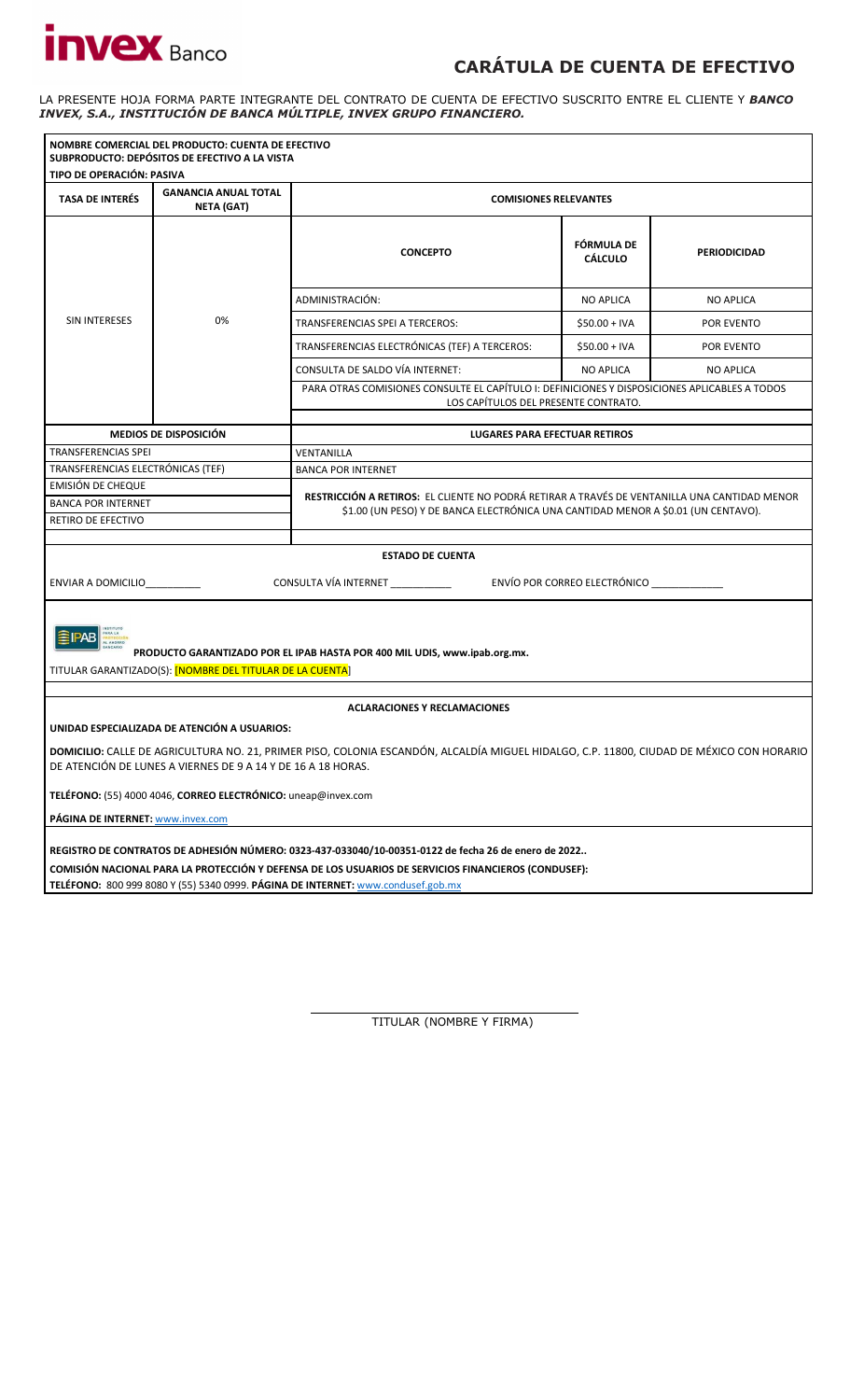# CARÁTULA DE CUENTA DE EFECTIVO

LA PRESENTE HOJA FORMA PARTE INTEGRANTE DEL CONTRATO DE CUENTA DE EFECTIVO SUSCRITO ENTRE EL CLIENTE Y ***BANCO INVEX, S.A., INSTITUCIÓN DE BANCA MÚLTIPLE, INVEX GRUPO FINANCIERO.***

**NOMBRE COMERCIAL DEL PRODUCTO: CUENTA DE EFECTIVO**
**SUBPRODUCTO: DEPÓSITOS DE EFECTIVO A LA VISTA**
**TIPO DE OPERACIÓN: PASIVA**

| **TASA DE INTERÉS** | **GANANCIA ANUAL TOTAL NETA (GAT)** | **COMISIONES RELEVANTES** | | |
|---|---|---|---|---|
| | | **CONCEPTO** | **FÓRMULA DE CÁLCULO** | **PERIODICIDAD** |
| SIN INTERESES | 0% | ADMINISTRACIÓN: | NO APLICA | NO APLICA |
| | | TRANSFERENCIAS SPEI A TERCEROS: | $50.00 + IVA | POR EVENTO |
| | | TRANSFERENCIAS ELECTRÓNICAS (TEF) A TERCEROS: | $50.00 + IVA | POR EVENTO |
| | | CONSULTA DE SALDO VÍA INTERNET: | NO APLICA | NO APLICA |
| | | PARA OTRAS COMISIONES CONSULTE EL CAPÍTULO I: DEFINICIONES Y DISPOSICIONES APLICABLES A TODOS LOS CAPÍTULOS DEL PRESENTE CONTRATO. | | |

| **MEDIOS DE DISPOSICIÓN** | **LUGARES PARA EFECTUAR RETIROS** |
|---|---|
| TRANSFERENCIAS SPEI | VENTANILLA |
| TRANSFERENCIAS ELECTRÓNICAS (TEF) | BANCA POR INTERNET |
| EMISIÓN DE CHEQUE | **RESTRICCIÓN A RETIROS:** EL CLIENTE NO PODRÁ RETIRAR A TRAVÉS DE VENTANILLA UNA CANTIDAD MENOR $1.00 (UN PESO) Y DE BANCA ELECTRÓNICA UNA CANTIDAD MENOR A $0.01 (UN CENTAVO). |
| BANCA POR INTERNET | |
| RETIRO DE EFECTIVO | |

**ESTADO DE CUENTA**

ENVIAR A DOMICILIO__________ CONSULTA VÍA INTERNET ___________ ENVÍO POR CORREO ELECTRÓNICO _____________

**PRODUCTO GARANTIZADO POR EL IPAB HASTA POR 400 MIL UDIS, www.ipab.org.mx.**

TITULAR GARANTIZADO(S): [NOMBRE DEL TITULAR DE LA CUENTA]

**ACLARACIONES Y RECLAMACIONES**

**UNIDAD ESPECIALIZADA DE ATENCIÓN A USUARIOS:**

**DOMICILIO:** CALLE DE AGRICULTURA NO. 21, PRIMER PISO, COLONIA ESCANDÓN, ALCALDÍA MIGUEL HIDALGO, C.P. 11800, CIUDAD DE MÉXICO CON HORARIO DE ATENCIÓN DE LUNES A VIERNES DE 9 A 14 Y DE 16 A 18 HORAS.

**TELÉFONO:** (55) 4000 4046, **CORREO ELECTRÓNICO:** uneap@invex.com

**PÁGINA DE INTERNET:** www.invex.com

**REGISTRO DE CONTRATOS DE ADHESIÓN NÚMERO: 0323-437-033040/10-00351-0122 de fecha 26 de enero de 2022..**

**COMISIÓN NACIONAL PARA LA PROTECCIÓN Y DEFENSA DE LOS USUARIOS DE SERVICIOS FINANCIEROS (CONDUSEF):**
**TELÉFONO:** 800 999 8080 Y (55) 5340 0999. **PÁGINA DE INTERNET:** www.condusef.gob.mx

_________________________________

TITULAR (NOMBRE Y FIRMA)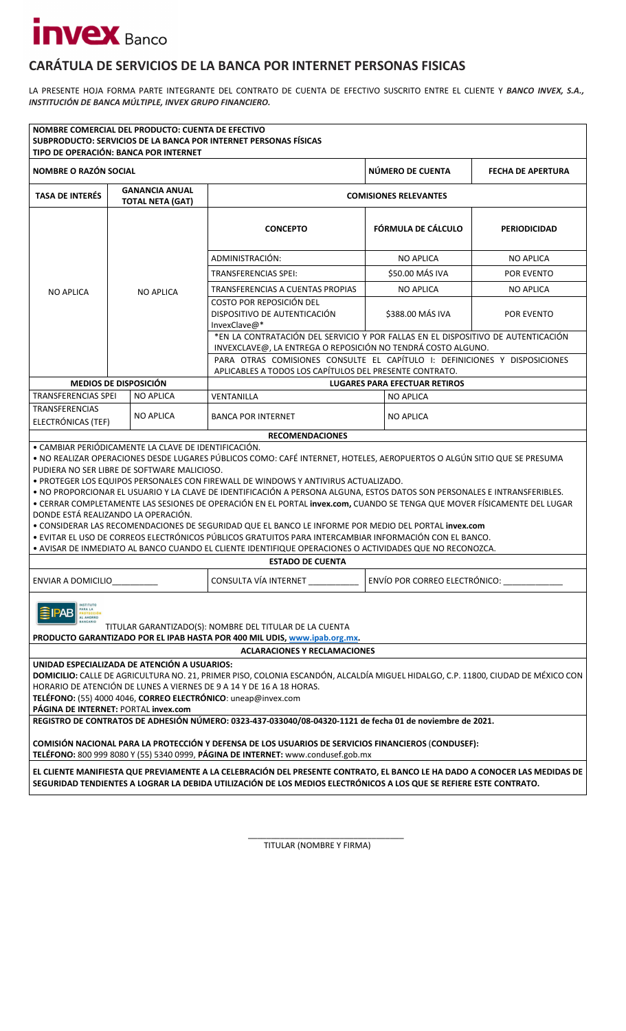invex Banco

# CARÁTULA DE SERVICIOS DE LA BANCA POR INTERNET PERSONAS FISICAS

LA PRESENTE HOJA FORMA PARTE INTEGRANTE DEL CONTRATO DE CUENTA DE EFECTIVO SUSCRITO ENTRE EL CLIENTE Y ***BANCO INVEX, S.A., INSTITUCIÓN DE BANCA MÚLTIPLE, INVEX GRUPO FINANCIERO.***

**NOMBRE COMERCIAL DEL PRODUCTO: CUENTA DE EFECTIVO**
**SUBPRODUCTO: SERVICIOS DE LA BANCA POR INTERNET PERSONAS FÍSICAS**
**TIPO DE OPERACIÓN: BANCA POR INTERNET**

| NOMBRE O RAZÓN SOCIAL | | | NÚMERO DE CUENTA | FECHA DE APERTURA |
|---|---|---|---|---|
| | | | | |

| TASA DE INTERÉS | GANANCIA ANUAL TOTAL NETA (GAT) | COMISIONES RELEVANTES | | |
|---|---|---|---|---|
| | | **CONCEPTO** | **FÓRMULA DE CÁLCULO** | **PERIODICIDAD** |
| NO APLICA | NO APLICA | ADMINISTRACIÓN: | NO APLICA | NO APLICA |
| | | TRANSFERENCIAS SPEI: | $50.00 MÁS IVA | POR EVENTO |
| | | TRANSFERENCIAS A CUENTAS PROPIAS | NO APLICA | NO APLICA |
| | | COSTO POR REPOSICIÓN DEL DISPOSITIVO DE AUTENTICACIÓN InvexClave@* | $388.00 MÁS IVA | POR EVENTO |
| | | *EN LA CONTRATACIÓN DEL SERVICIO Y POR FALLAS EN EL DISPOSITIVO DE AUTENTICACIÓN INVEXCLAVE@, LA ENTREGA O REPOSICIÓN NO TENDRÁ COSTO ALGUNO. | | |
| | | PARA OTRAS COMISIONES CONSULTE EL CAPÍTULO I: DEFINICIONES Y DISPOSICIONES APLICABLES A TODOS LOS CAPÍTULOS DEL PRESENTE CONTRATO. | | |

| MEDIOS DE DISPOSICIÓN | | LUGARES PARA EFECTUAR RETIROS | |
|---|---|---|---|
| TRANSFERENCIAS SPEI | NO APLICA | VENTANILLA | NO APLICA |
| TRANSFERENCIAS ELECTRÓNICAS (TEF) | NO APLICA | BANCA POR INTERNET | NO APLICA |

**RECOMENDACIONES**

- CAMBIAR PERIÓDICAMENTE LA CLAVE DE IDENTIFICACIÓN.
- NO REALIZAR OPERACIONES DESDE LUGARES PÚBLICOS COMO: CAFÉ INTERNET, HOTELES, AEROPUERTOS O ALGÚN SITIO QUE SE PRESUMA PUDIERA NO SER LIBRE DE SOFTWARE MALICIOSO.
- PROTEGER LOS EQUIPOS PERSONALES CON FIREWALL DE WINDOWS Y ANTIVIRUS ACTUALIZADO.
- NO PROPORCIONAR EL USUARIO Y LA CLAVE DE IDENTIFICACIÓN A PERSONA ALGUNA, ESTOS DATOS SON PERSONALES E INTRANSFERIBLES.
- CERRAR COMPLETAMENTE LAS SESIONES DE OPERACIÓN EN EL PORTAL **invex.com,** CUANDO SE TENGA QUE MOVER FÍSICAMENTE DEL LUGAR DONDE ESTÁ REALIZANDO LA OPERACIÓN.
- CONSIDERAR LAS RECOMENDACIONES DE SEGURIDAD QUE EL BANCO LE INFORME POR MEDIO DEL PORTAL **invex.com**
- EVITAR EL USO DE CORREOS ELECTRÓNICOS PÚBLICOS GRATUITOS PARA INTERCAMBIAR INFORMACIÓN CON EL BANCO.
- AVISAR DE INMEDIATO AL BANCO CUANDO EL CLIENTE IDENTIFIQUE OPERACIONES O ACTIVIDADES QUE NO RECONOZCA.

**ESTADO DE CUENTA**

| ENVIAR A DOMICILIO__________ | CONSULTA VÍA INTERNET ___________ | ENVÍO POR CORREO ELECTRÓNICO: _____________ |
|---|---|---|

IPAB INSTITUTO PARA LA PROTECCIÓN AL AHORRO BANCARIO

TITULAR GARANTIZADO(S): NOMBRE DEL TITULAR DE LA CUENTA
**PRODUCTO GARANTIZADO POR EL IPAB HASTA POR 400 MIL UDIS, www.ipab.org.mx.**

**ACLARACIONES Y RECLAMACIONES**

**UNIDAD ESPECIALIZADA DE ATENCIÓN A USUARIOS:**
**DOMICILIO:** CALLE DE AGRICULTURA NO. 21, PRIMER PISO, COLONIA ESCANDÓN, ALCALDÍA MIGUEL HIDALGO, C.P. 11800, CIUDAD DE MÉXICO CON HORARIO DE ATENCIÓN DE LUNES A VIERNES DE 9 A 14 Y DE 16 A 18 HORAS.
**TELÉFONO:** (55) 4000 4046, **CORREO ELECTRÓNICO**: uneap@invex.com
**PÁGINA DE INTERNET:** PORTAL **invex.com**

**REGISTRO DE CONTRATOS DE ADHESIÓN NÚMERO: 0323-437-033040/08-04320-1121 de fecha 01 de noviembre de 2021.**

**COMISIÓN NACIONAL PARA LA PROTECCIÓN Y DEFENSA DE LOS USUARIOS DE SERVICIOS FINANCIEROS (CONDUSEF):**
**TELÉFONO:** 800 999 8080 Y (55) 5340 0999, **PÁGINA DE INTERNET:** www.condusef.gob.mx

**EL CLIENTE MANIFIESTA QUE PREVIAMENTE A LA CELEBRACIÓN DEL PRESENTE CONTRATO, EL BANCO LE HA DADO A CONOCER LAS MEDIDAS DE SEGURIDAD TENDIENTES A LOGRAR LA DEBIDA UTILIZACIÓN DE LOS MEDIOS ELECTRÓNICOS A LOS QUE SE REFIERE ESTE CONTRATO.**

___________________________________
TITULAR (NOMBRE Y FIRMA)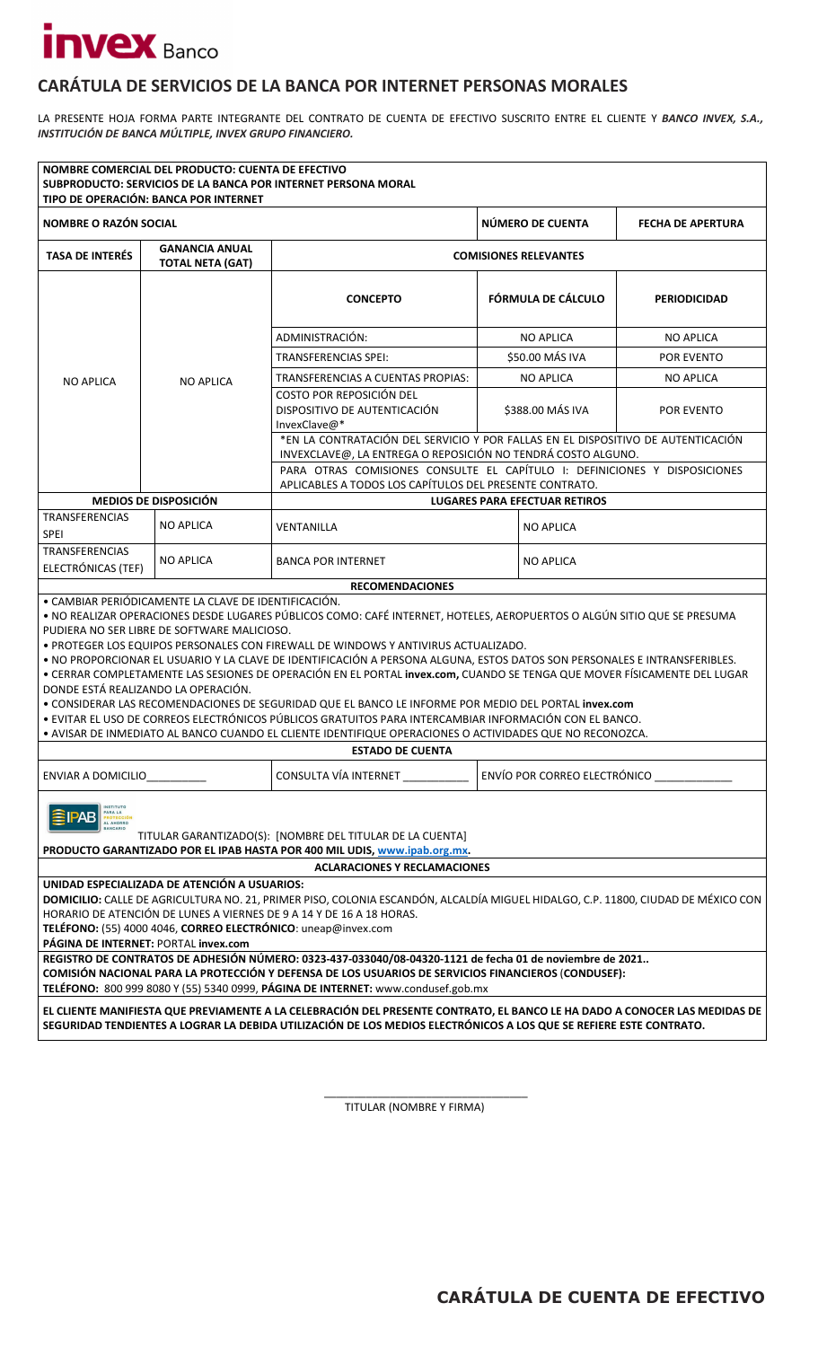**invex** Banco

# CARÁTULA DE SERVICIOS DE LA BANCA POR INTERNET PERSONAS MORALES

LA PRESENTE HOJA FORMA PARTE INTEGRANTE DEL CONTRATO DE CUENTA DE EFECTIVO SUSCRITO ENTRE EL CLIENTE Y ***BANCO INVEX, S.A., INSTITUCIÓN DE BANCA MÚLTIPLE, INVEX GRUPO FINANCIERO.***

**NOMBRE COMERCIAL DEL PRODUCTO: CUENTA DE EFECTIVO**
**SUBPRODUCTO: SERVICIOS DE LA BANCA POR INTERNET PERSONA MORAL**
**TIPO DE OPERACIÓN: BANCA POR INTERNET**

| **NOMBRE O RAZÓN SOCIAL** | | | **NÚMERO DE CUENTA** | **FECHA DE APERTURA** |
|---|---|---|---|---|
| | | | | |
| **TASA DE INTERÉS** | **GANANCIA ANUAL TOTAL NETA (GAT)** | **COMISIONES RELEVANTES** | | |
| NO APLICA | NO APLICA | **CONCEPTO** | **FÓRMULA DE CÁLCULO** | **PERIODICIDAD** |
| | | ADMINISTRACIÓN: | NO APLICA | NO APLICA |
| | | TRANSFERENCIAS SPEI: | $50.00 MÁS IVA | POR EVENTO |
| | | TRANSFERENCIAS A CUENTAS PROPIAS: | NO APLICA | NO APLICA |
| | | COSTO POR REPOSICIÓN DEL DISPOSITIVO DE AUTENTICACIÓN InvexClave@* | $388.00 MÁS IVA | POR EVENTO |
| | | *EN LA CONTRATACIÓN DEL SERVICIO Y POR FALLAS EN EL DISPOSITIVO DE AUTENTICACIÓN INVEXCLAVE@, LA ENTREGA O REPOSICIÓN NO TENDRÁ COSTO ALGUNO. | | |
| | | PARA OTRAS COMISIONES CONSULTE EL CAPÍTULO I: DEFINICIONES Y DISPOSICIONES APLICABLES A TODOS LOS CAPÍTULOS DEL PRESENTE CONTRATO. | | |

| **MEDIOS DE DISPOSICIÓN** | | **LUGARES PARA EFECTUAR RETIROS** | |
|---|---|---|---|
| TRANSFERENCIAS SPEI | NO APLICA | VENTANILLA | NO APLICA |
| TRANSFERENCIAS ELECTRÓNICAS (TEF) | NO APLICA | BANCA POR INTERNET | NO APLICA |

**RECOMENDACIONES**

- CAMBIAR PERIÓDICAMENTE LA CLAVE DE IDENTIFICACIÓN.
- NO REALIZAR OPERACIONES DESDE LUGARES PÚBLICOS COMO: CAFÉ INTERNET, HOTELES, AEROPUERTOS O ALGÚN SITIO QUE SE PRESUMA PUDIERA NO SER LIBRE DE SOFTWARE MALICIOSO.
- PROTEGER LOS EQUIPOS PERSONALES CON FIREWALL DE WINDOWS Y ANTIVIRUS ACTUALIZADO.
- NO PROPORCIONAR EL USUARIO Y LA CLAVE DE IDENTIFICACIÓN A PERSONA ALGUNA, ESTOS DATOS SON PERSONALES E INTRANSFERIBLES.
- CERRAR COMPLETAMENTE LAS SESIONES DE OPERACIÓN EN EL PORTAL **invex.com,** CUANDO SE TENGA QUE MOVER FÍSICAMENTE DEL LUGAR DONDE ESTÁ REALIZANDO LA OPERACIÓN.
- CONSIDERAR LAS RECOMENDACIONES DE SEGURIDAD QUE EL BANCO LE INFORME POR MEDIO DEL PORTAL **invex.com**
- EVITAR EL USO DE CORREOS ELECTRÓNICOS PÚBLICOS GRATUITOS PARA INTERCAMBIAR INFORMACIÓN CON EL BANCO.
- AVISAR DE INMEDIATO AL BANCO CUANDO EL CLIENTE IDENTIFIQUE OPERACIONES O ACTIVIDADES QUE NO RECONOZCA.

**ESTADO DE CUENTA**

| ENVIAR A DOMICILIO__________ | CONSULTA VÍA INTERNET ___________ | ENVÍO POR CORREO ELECTRÓNICO _____________ |
|---|---|---|

IPAB INSTITUTO PARA LA PROTECCIÓN AL AHORRO BANCARIO

TITULAR GARANTIZADO(S): [NOMBRE DEL TITULAR DE LA CUENTA]

**PRODUCTO GARANTIZADO POR EL IPAB HASTA POR 400 MIL UDIS, www.ipab.org.mx.**

**ACLARACIONES Y RECLAMACIONES**

**UNIDAD ESPECIALIZADA DE ATENCIÓN A USUARIOS:**
**DOMICILIO:** CALLE DE AGRICULTURA NO. 21, PRIMER PISO, COLONIA ESCANDÓN, ALCALDÍA MIGUEL HIDALGO, C.P. 11800, CIUDAD DE MÉXICO CON HORARIO DE ATENCIÓN DE LUNES A VIERNES DE 9 A 14 Y DE 16 A 18 HORAS.
**TELÉFONO:** (55) 4000 4046, **CORREO ELECTRÓNICO**: uneap@invex.com
**PÁGINA DE INTERNET:** PORTAL **invex.com**

**REGISTRO DE CONTRATOS DE ADHESIÓN NÚMERO: 0323-437-033040/08-04320-1121 de fecha 01 de noviembre de 2021..**
**COMISIÓN NACIONAL PARA LA PROTECCIÓN Y DEFENSA DE LOS USUARIOS DE SERVICIOS FINANCIEROS** (**CONDUSEF):**
**TELÉFONO:** 800 999 8080 Y (55) 5340 0999, **PÁGINA DE INTERNET:** www.condusef.gob.mx

**EL CLIENTE MANIFIESTA QUE PREVIAMENTE A LA CELEBRACIÓN DEL PRESENTE CONTRATO, EL BANCO LE HA DADO A CONOCER LAS MEDIDAS DE SEGURIDAD TENDIENTES A LOGRAR LA DEBIDA UTILIZACIÓN DE LOS MEDIOS ELECTRÓNICOS A LOS QUE SE REFIERE ESTE CONTRATO.**

___________________________________
TITULAR (NOMBRE Y FIRMA)

**CARÁTULA DE CUENTA DE EFECTIVO**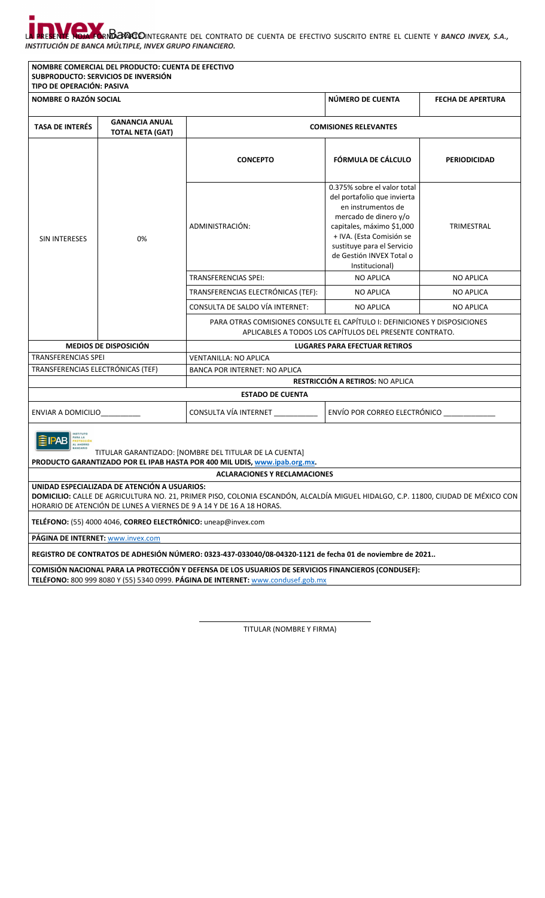LA PRESENTE HOJA FORMA PARTE INTEGRANTE DEL CONTRATO DE CUENTA DE EFECTIVO SUSCRITO ENTRE EL CLIENTE Y ***BANCO INVEX, S.A., INSTITUCIÓN DE BANCA MÚLTIPLE, INVEX GRUPO FINANCIERO.***

| **NOMBRE COMERCIAL DEL PRODUCTO: CUENTA DE EFECTIVO**<br>**SUBPRODUCTO: SERVICIOS DE INVERSIÓN**<br>**TIPO DE OPERACIÓN: PASIVA** | | | | |
|---|---|---|---|---|
| **NOMBRE O RAZÓN SOCIAL** | | | **NÚMERO DE CUENTA** | **FECHA DE APERTURA** |
| **TASA DE INTERÉS** | **GANANCIA ANUAL TOTAL NETA (GAT)** | **COMISIONES RELEVANTES** | | |
| SIN INTERESES | 0% | **CONCEPTO** | **FÓRMULA DE CÁLCULO** | **PERIODICIDAD** |
| | | ADMINISTRACIÓN: | 0.375% sobre el valor total del portafolio que invierta en instrumentos de mercado de dinero y/o capitales, máximo $1,000 + IVA. (Esta Comisión se sustituye para el Servicio de Gestión INVEX Total o Institucional) | TRIMESTRAL |
| | | TRANSFERENCIAS SPEI: | NO APLICA | NO APLICA |
| | | TRANSFERENCIAS ELECTRÓNICAS (TEF): | NO APLICA | NO APLICA |
| | | CONSULTA DE SALDO VÍA INTERNET: | NO APLICA | NO APLICA |
| | | PARA OTRAS COMISIONES CONSULTE EL CAPÍTULO I: DEFINICIONES Y DISPOSICIONES APLICABLES A TODOS LOS CAPÍTULOS DEL PRESENTE CONTRATO. | | |
| **MEDIOS DE DISPOSICIÓN** | | **LUGARES PARA EFECTUAR RETIROS** | | |
| TRANSFERENCIAS SPEI | | VENTANILLA: NO APLICA | | |
| TRANSFERENCIAS ELECTRÓNICAS (TEF) | | BANCA POR INTERNET: NO APLICA | | |
| | | **RESTRICCIÓN A RETIROS:** NO APLICA | | |
| **ESTADO DE CUENTA** | | | | |
| ENVIAR A DOMICILIO__________ | | CONSULTA VÍA INTERNET ___________ | ENVÍO POR CORREO ELECTRÓNICO _____________ | |

TITULAR GARANTIZADO: [NOMBRE DEL TITULAR DE LA CUENTA]
**PRODUCTO GARANTIZADO POR EL IPAB HASTA POR 400 MIL UDIS, www.ipab.org.mx.**

**ACLARACIONES Y RECLAMACIONES**

**UNIDAD ESPECIALIZADA DE ATENCIÓN A USUARIOS:**
**DOMICILIO:** CALLE DE AGRICULTURA NO. 21, PRIMER PISO, COLONIA ESCANDÓN, ALCALDÍA MIGUEL HIDALGO, C.P. 11800, CIUDAD DE MÉXICO CON HORARIO DE ATENCIÓN DE LUNES A VIERNES DE 9 A 14 Y DE 16 A 18 HORAS.

**TELÉFONO:** (55) 4000 4046, **CORREO ELECTRÓNICO:** uneap@invex.com

**PÁGINA DE INTERNET:** www.invex.com

**REGISTRO DE CONTRATOS DE ADHESIÓN NÚMERO: 0323-437-033040/08-04320-1121 de fecha 01 de noviembre de 2021..**

**COMISIÓN NACIONAL PARA LA PROTECCIÓN Y DEFENSA DE LOS USUARIOS DE SERVICIOS FINANCIEROS (CONDUSEF):**
**TELÉFONO:** 800 999 8080 Y (55) 5340 0999. **PÁGINA DE INTERNET:** www.condusef.gob.mx

_______________________________________

TITULAR (NOMBRE Y FIRMA)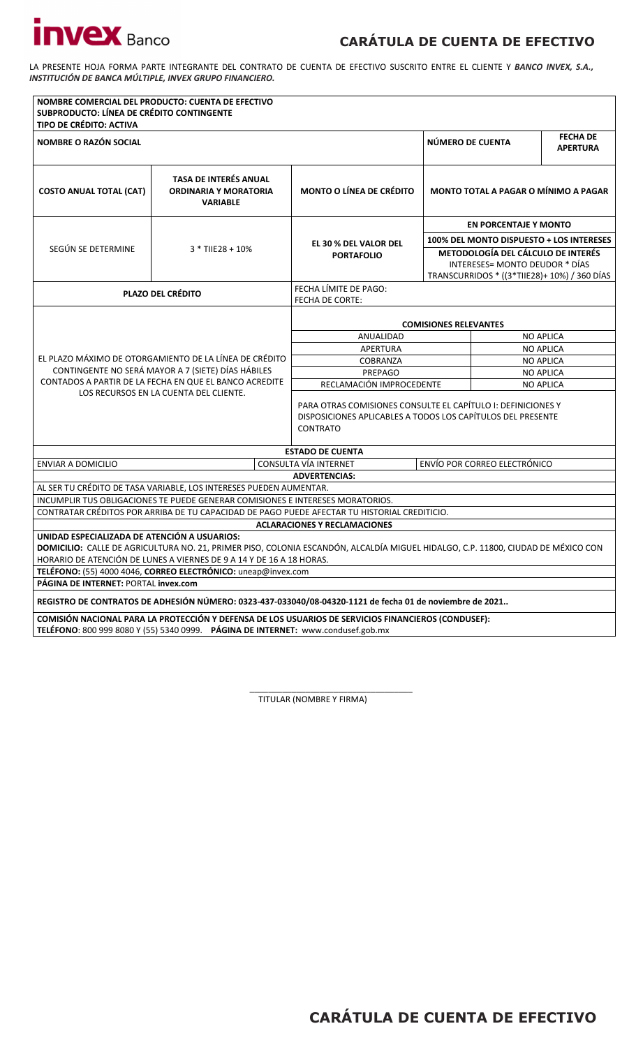# CARÁTULA DE CUENTA DE EFECTIVO

LA PRESENTE HOJA FORMA PARTE INTEGRANTE DEL CONTRATO DE CUENTA DE EFECTIVO SUSCRITO ENTRE EL CLIENTE Y ***BANCO INVEX, S.A., INSTITUCIÓN DE BANCA MÚLTIPLE, INVEX GRUPO FINANCIERO.***

**NOMBRE COMERCIAL DEL PRODUCTO: CUENTA DE EFECTIVO**
**SUBPRODUCTO: LÍNEA DE CRÉDITO CONTINGENTE**
**TIPO DE CRÉDITO: ACTIVA**

| NOMBRE O RAZÓN SOCIAL | NÚMERO DE CUENTA | FECHA DE APERTURA |
|---|---|---|
| | | |

| COSTO ANUAL TOTAL (CAT) | TASA DE INTERÉS ANUAL ORDINARIA Y MORATORIA VARIABLE | MONTO O LÍNEA DE CRÉDITO | MONTO TOTAL A PAGAR O MÍNIMO A PAGAR |
|---|---|---|---|
| SEGÚN SE DETERMINE | 3 * TIIE28 + 10% | EL 30 % DEL VALOR DEL PORTAFOLIO | **EN PORCENTAJE Y MONTO**<br>**100% DEL MONTO DISPUESTO + LOS INTERESES**<br>**METODOLOGÍA DEL CÁLCULO DE INTERÉS**<br>INTERESES= MONTO DEUDOR * DÍAS TRANSCURRIDOS * ((3*TIIE28)+ 10%) / 360 DÍAS |

| PLAZO DEL CRÉDITO | FECHA LÍMITE DE PAGO:<br>FECHA DE CORTE: | |
|---|---|---|
| EL PLAZO MÁXIMO DE OTORGAMIENTO DE LA LÍNEA DE CRÉDITO CONTINGENTE NO SERÁ MAYOR A 7 (SIETE) DÍAS HÁBILES CONTADOS A PARTIR DE LA FECHA EN QUE EL BANCO ACREDITE LOS RECURSOS EN LA CUENTA DEL CLIENTE. | **COMISIONES RELEVANTES** | |
| | ANUALIDAD | NO APLICA |
| | APERTURA | NO APLICA |
| | COBRANZA | NO APLICA |
| | PREPAGO | NO APLICA |
| | RECLAMACIÓN IMPROCEDENTE | NO APLICA |
| | PARA OTRAS COMISIONES CONSULTE EL CAPÍTULO I: DEFINICIONES Y DISPOSICIONES APLICABLES A TODOS LOS CAPÍTULOS DEL PRESENTE CONTRATO | |

**ESTADO DE CUENTA**

| ENVIAR A DOMICILIO | CONSULTA VÍA INTERNET | ENVÍO POR CORREO ELECTRÓNICO |
|---|---|---|

**ADVERTENCIAS:**

AL SER TU CRÉDITO DE TASA VARIABLE, LOS INTERESES PUEDEN AUMENTAR.

INCUMPLIR TUS OBLIGACIONES TE PUEDE GENERAR COMISIONES E INTERESES MORATORIOS.

CONTRATAR CRÉDITOS POR ARRIBA DE TU CAPACIDAD DE PAGO PUEDE AFECTAR TU HISTORIAL CREDITICIO.

**ACLARACIONES Y RECLAMACIONES**

**UNIDAD ESPECIALIZADA DE ATENCIÓN A USUARIOS:**
**DOMICILIO:** CALLE DE AGRICULTURA NO. 21, PRIMER PISO, COLONIA ESCANDÓN, ALCALDÍA MIGUEL HIDALGO, C.P. 11800, CIUDAD DE MÉXICO CON HORARIO DE ATENCIÓN DE LUNES A VIERNES DE 9 A 14 Y DE 16 A 18 HORAS.

**TELÉFONO:** (55) 4000 4046, **CORREO ELECTRÓNICO:** uneap@invex.com

**PÁGINA DE INTERNET:** PORTAL **invex.com**

**REGISTRO DE CONTRATOS DE ADHESIÓN NÚMERO: 0323-437-033040/08-04320-1121 de fecha 01 de noviembre de 2021..**

**COMISIÓN NACIONAL PARA LA PROTECCIÓN Y DEFENSA DE LOS USUARIOS DE SERVICIOS FINANCIEROS (CONDUSEF):**
**TELÉFONO**: 800 999 8080 Y (55) 5340 0999. **PÁGINA DE INTERNET:** www.condusef.gob.mx

\_\_\_\_\_\_\_\_\_\_\_\_\_\_\_\_\_\_\_\_\_\_\_\_\_\_\_\_\_\_\_\_\_\_

TITULAR (NOMBRE Y FIRMA)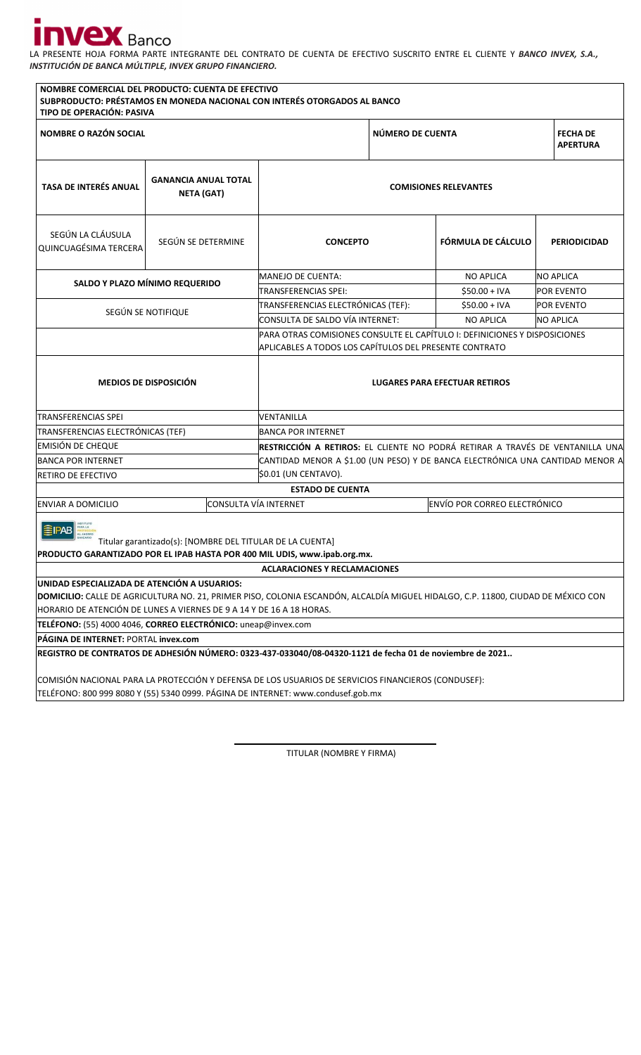**invex** Banco

LA PRESENTE HOJA FORMA PARTE INTEGRANTE DEL CONTRATO DE CUENTA DE EFECTIVO SUSCRITO ENTRE EL CLIENTE Y ***BANCO INVEX, S.A., INSTITUCIÓN DE BANCA MÚLTIPLE, INVEX GRUPO FINANCIERO.***

**NOMBRE COMERCIAL DEL PRODUCTO: CUENTA DE EFECTIVO**
**SUBPRODUCTO: PRÉSTAMOS EN MONEDA NACIONAL CON INTERÉS OTORGADOS AL BANCO**
**TIPO DE OPERACIÓN: PASIVA**

| NOMBRE O RAZÓN SOCIAL | | NÚMERO DE CUENTA | | FECHA DE APERTURA |
|---|---|---|---|---|
| | | | | |

| TASA DE INTERÉS ANUAL | GANANCIA ANUAL TOTAL NETA (GAT) | COMISIONES RELEVANTES | | |
|---|---|---|---|---|
| SEGÚN LA CLÁUSULA QUINCUAGÉSIMA TERCERA | SEGÚN SE DETERMINE | **CONCEPTO** | **FÓRMULA DE CÁLCULO** | **PERIODICIDAD** |
| **SALDO Y PLAZO MÍNIMO REQUERIDO** | | MANEJO DE CUENTA: | NO APLICA | NO APLICA |
| | | TRANSFERENCIAS SPEI: | \$50.00 + IVA | POR EVENTO |
| SEGÚN SE NOTIFIQUE | | TRANSFERENCIAS ELECTRÓNICAS (TEF): | \$50.00 + IVA | POR EVENTO |
| | | CONSULTA DE SALDO VÍA INTERNET: | NO APLICA | NO APLICA |
| | | PARA OTRAS COMISIONES CONSULTE EL CAPÍTULO I: DEFINICIONES Y DISPOSICIONES APLICABLES A TODOS LOS CAPÍTULOS DEL PRESENTE CONTRATO | | |

| MEDIOS DE DISPOSICIÓN | LUGARES PARA EFECTUAR RETIROS |
|---|---|
| TRANSFERENCIAS SPEI | VENTANILLA |
| TRANSFERENCIAS ELECTRÓNICAS (TEF) | BANCA POR INTERNET |
| EMISIÓN DE CHEQUE | **RESTRICCIÓN A RETIROS:** EL CLIENTE NO PODRÁ RETIRAR A TRAVÉS DE VENTANILLA UNA CANTIDAD MENOR A \$1.00 (UN PESO) Y DE BANCA ELECTRÓNICA UNA CANTIDAD MENOR A \$0.01 (UN CENTAVO). |
| BANCA POR INTERNET | |
| RETIRO DE EFECTIVO | |

| ESTADO DE CUENTA | | |
|---|---|---|
| ENVIAR A DOMICILIO | CONSULTA VÍA INTERNET | ENVÍO POR CORREO ELECTRÓNICO |

IPAB

Titular garantizado(s): [NOMBRE DEL TITULAR DE LA CUENTA]

**PRODUCTO GARANTIZADO POR EL IPAB HASTA POR 400 MIL UDIS, www.ipab.org.mx.**

**ACLARACIONES Y RECLAMACIONES**

**UNIDAD ESPECIALIZADA DE ATENCIÓN A USUARIOS:**

**DOMICILIO:** CALLE DE AGRICULTURA NO. 21, PRIMER PISO, COLONIA ESCANDÓN, ALCALDÍA MIGUEL HIDALGO, C.P. 11800, CIUDAD DE MÉXICO CON HORARIO DE ATENCIÓN DE LUNES A VIERNES DE 9 A 14 Y DE 16 A 18 HORAS.

**TELÉFONO:** (55) 4000 4046, **CORREO ELECTRÓNICO:** uneap@invex.com

**PÁGINA DE INTERNET:** PORTAL **invex.com**

**REGISTRO DE CONTRATOS DE ADHESIÓN NÚMERO: 0323-437-033040/08-04320-1121 de fecha 01 de noviembre de 2021..**

COMISIÓN NACIONAL PARA LA PROTECCIÓN Y DEFENSA DE LOS USUARIOS DE SERVICIOS FINANCIEROS (CONDUSEF):
TELÉFONO: 800 999 8080 Y (55) 5340 0999. PÁGINA DE INTERNET: www.condusef.gob.mx

TITULAR (NOMBRE Y FIRMA)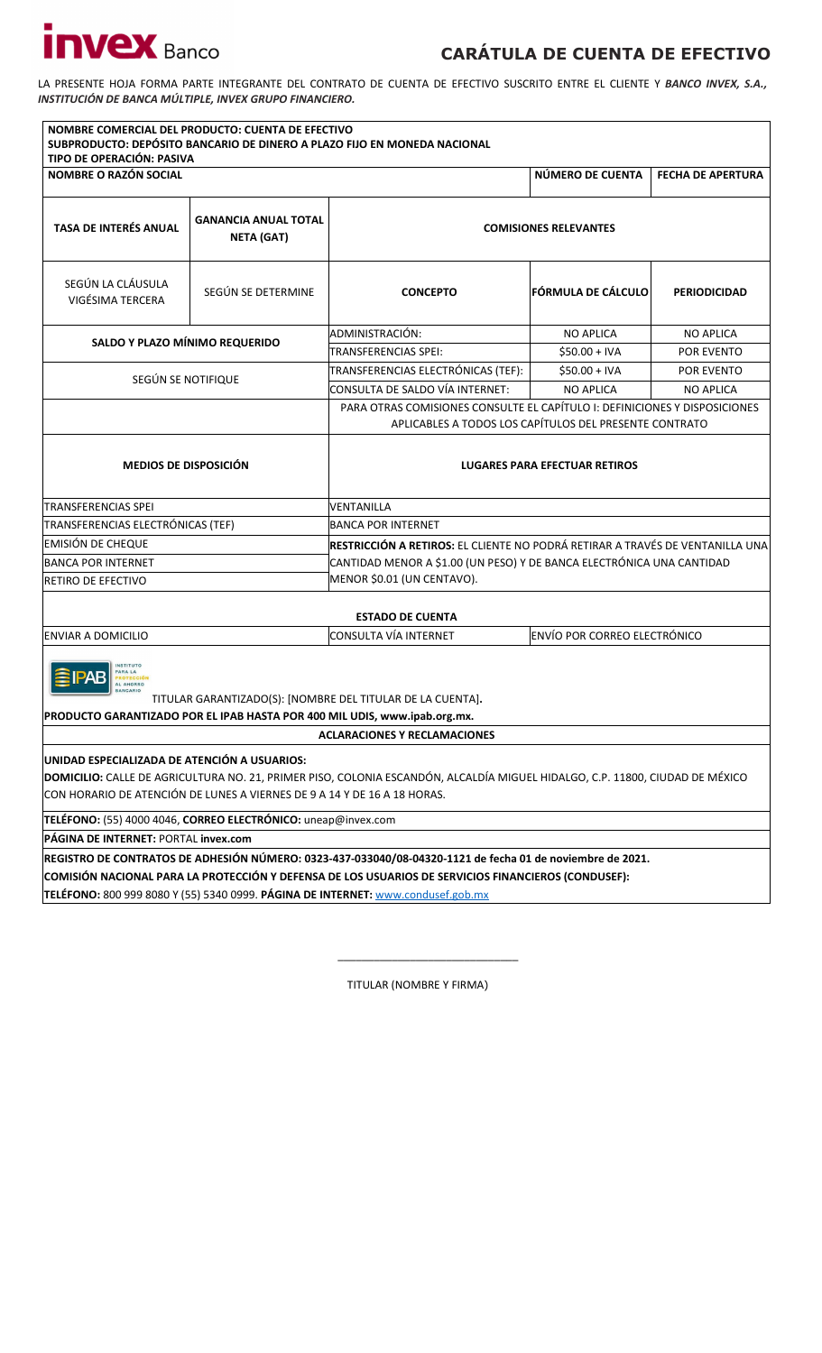# CARÁTULA DE CUENTA DE EFECTIVO

LA PRESENTE HOJA FORMA PARTE INTEGRANTE DEL CONTRATO DE CUENTA DE EFECTIVO SUSCRITO ENTRE EL CLIENTE Y ***BANCO INVEX, S.A., INSTITUCIÓN DE BANCA MÚLTIPLE, INVEX GRUPO FINANCIERO.***

**NOMBRE COMERCIAL DEL PRODUCTO: CUENTA DE EFECTIVO**
**SUBPRODUCTO: DEPÓSITO BANCARIO DE DINERO A PLAZO FIJO EN MONEDA NACIONAL**
**TIPO DE OPERACIÓN: PASIVA**

| NOMBRE O RAZÓN SOCIAL | NÚMERO DE CUENTA | FECHA DE APERTURA |
|---|---|---|
| | | |

| TASA DE INTERÉS ANUAL | GANANCIA ANUAL TOTAL NETA (GAT) | COMISIONES RELEVANTES | | |
|---|---|---|---|---|
| SEGÚN LA CLÁUSULA VIGÉSIMA TERCERA | SEGÚN SE DETERMINE | **CONCEPTO** | **FÓRMULA DE CÁLCULO** | **PERIODICIDAD** |
| **SALDO Y PLAZO MÍNIMO REQUERIDO** | | ADMINISTRACIÓN: | NO APLICA | NO APLICA |
| | | TRANSFERENCIAS SPEI: | $50.00 + IVA | POR EVENTO |
| SEGÚN SE NOTIFIQUE | | TRANSFERENCIAS ELECTRÓNICAS (TEF): | $50.00 + IVA | POR EVENTO |
| | | CONSULTA DE SALDO VÍA INTERNET: | NO APLICA | NO APLICA |
| | | PARA OTRAS COMISIONES CONSULTE EL CAPÍTULO I: DEFINICIONES Y DISPOSICIONES APLICABLES A TODOS LOS CAPÍTULOS DEL PRESENTE CONTRATO | | |

| MEDIOS DE DISPOSICIÓN | LUGARES PARA EFECTUAR RETIROS |
|---|---|
| TRANSFERENCIAS SPEI | VENTANILLA |
| TRANSFERENCIAS ELECTRÓNICAS (TEF) | BANCA POR INTERNET |
| EMISIÓN DE CHEQUE | **RESTRICCIÓN A RETIROS:** EL CLIENTE NO PODRÁ RETIRAR A TRAVÉS DE VENTANILLA UNA CANTIDAD MENOR A $1.00 (UN PESO) Y DE BANCA ELECTRÓNICA UNA CANTIDAD MENOR $0.01 (UN CENTAVO). |
| BANCA POR INTERNET | |
| RETIRO DE EFECTIVO | |

| ESTADO DE CUENTA | | |
|---|---|---|
| ENVIAR A DOMICILIO | CONSULTA VÍA INTERNET | ENVÍO POR CORREO ELECTRÓNICO |

TITULAR GARANTIZADO(S): [NOMBRE DEL TITULAR DE LA CUENTA].

**PRODUCTO GARANTIZADO POR EL IPAB HASTA POR 400 MIL UDIS, www.ipab.org.mx.**

**ACLARACIONES Y RECLAMACIONES**

**UNIDAD ESPECIALIZADA DE ATENCIÓN A USUARIOS:**
**DOMICILIO:** CALLE DE AGRICULTURA NO. 21, PRIMER PISO, COLONIA ESCANDÓN, ALCALDÍA MIGUEL HIDALGO, C.P. 11800, CIUDAD DE MÉXICO CON HORARIO DE ATENCIÓN DE LUNES A VIERNES DE 9 A 14 Y DE 16 A 18 HORAS.

**TELÉFONO:** (55) 4000 4046, **CORREO ELECTRÓNICO:** uneap@invex.com

**PÁGINA DE INTERNET:** PORTAL **invex.com**

**REGISTRO DE CONTRATOS DE ADHESIÓN NÚMERO: 0323-437-033040/08-04320-1121 de fecha 01 de noviembre de 2021.**
**COMISIÓN NACIONAL PARA LA PROTECCIÓN Y DEFENSA DE LOS USUARIOS DE SERVICIOS FINANCIEROS (CONDUSEF):**
**TELÉFONO:** 800 999 8080 Y (55) 5340 0999. **PÁGINA DE INTERNET:** www.condusef.gob.mx

\_\_\_\_\_\_\_\_\_\_\_\_\_\_\_\_\_\_\_\_\_\_\_\_\_\_\_\_\_\_

TITULAR (NOMBRE Y FIRMA)